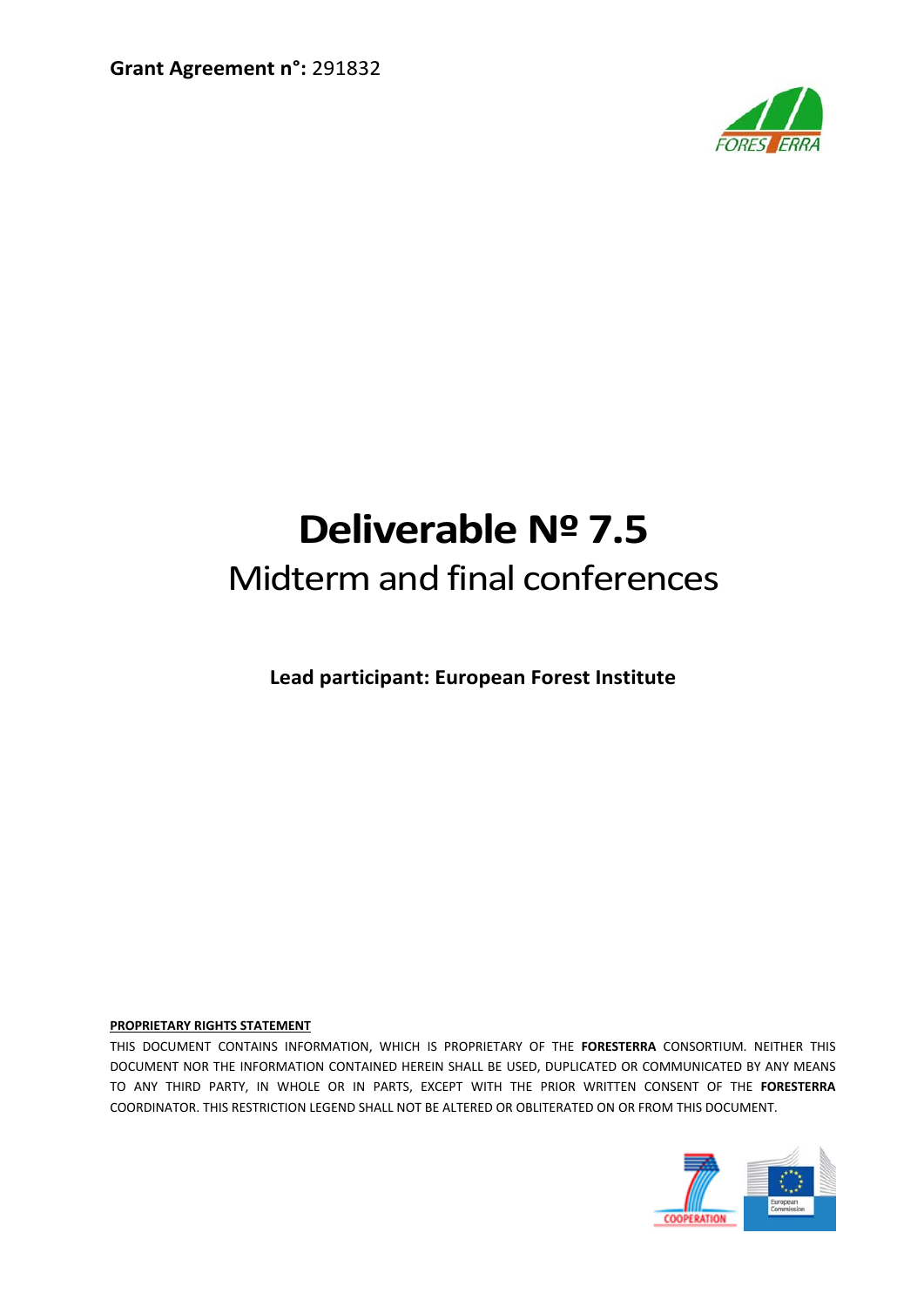**Grant Agreement n°:** 291832

# Deliverable Nº 7.5

## Midterm and final conferences

**Lead participant: European Forest Institute**

**PROPRIETARY RIGHTS STATEMENT**

THIS DOCUMENT CONTAINS INFORMATION, WHICH IS PROPRIETARY OF THE **FORESTERRA** CONSORTIUM. NEITHER THIS DOCUMENT NOR THE INFORMATION CONTAINED HEREIN SHALL BE USED, DUPLICATED OR COMMUNICATED BY ANY MEANS TO ANY THIRD PARTY, IN WHOLE OR IN PARTS, EXCEPT WITH THE PRIOR WRITTEN CONSENT OF THE **FORESTERRA** COORDINATOR. THIS RESTRICTION LEGEND SHALL NOT BE ALTERED OR OBLITERATED ON OR FROM THIS DOCUMENT.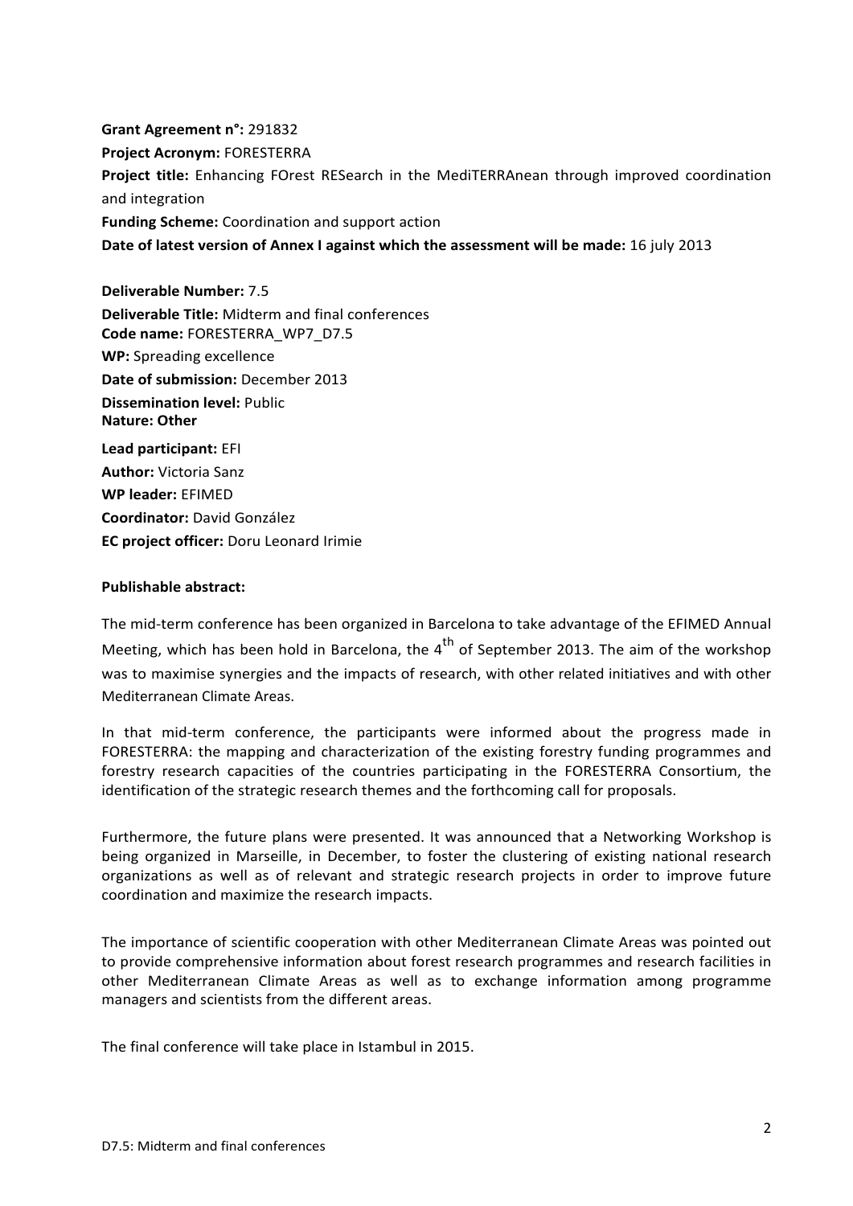**Grant Agreement n°:** 291832
**Project Acronym:** FORESTERRA
**Project title:** Enhancing FOrest RESearch in the MediTERRAnean through improved coordination and integration
**Funding Scheme:** Coordination and support action
**Date of latest version of Annex I against which the assessment will be made:** 16 july 2013

**Deliverable Number:** 7.5
**Deliverable Title:** Midterm and final conferences
**Code name:** FORESTERRA_WP7_D7.5
**WP:** Spreading excellence
**Date of submission:** December 2013
**Dissemination level:** Public
**Nature: Other**

**Lead participant:** EFI
**Author:** Victoria Sanz
**WP leader:** EFIMED
**Coordinator:** David González
**EC project officer:** Doru Leonard Irimie

**Publishable abstract:**

The mid-term conference has been organized in Barcelona to take advantage of the EFIMED Annual Meeting, which has been hold in Barcelona, the 4th of September 2013. The aim of the workshop was to maximise synergies and the impacts of research, with other related initiatives and with other Mediterranean Climate Areas.

In that mid-term conference, the participants were informed about the progress made in FORESTERRA: the mapping and characterization of the existing forestry funding programmes and forestry research capacities of the countries participating in the FORESTERRA Consortium, the identification of the strategic research themes and the forthcoming call for proposals.

Furthermore, the future plans were presented. It was announced that a Networking Workshop is being organized in Marseille, in December, to foster the clustering of existing national research organizations as well as of relevant and strategic research projects in order to improve future coordination and maximize the research impacts.

The importance of scientific cooperation with other Mediterranean Climate Areas was pointed out to provide comprehensive information about forest research programmes and research facilities in other Mediterranean Climate Areas as well as to exchange information among programme managers and scientists from the different areas.

The final conference will take place in Istambul in 2015.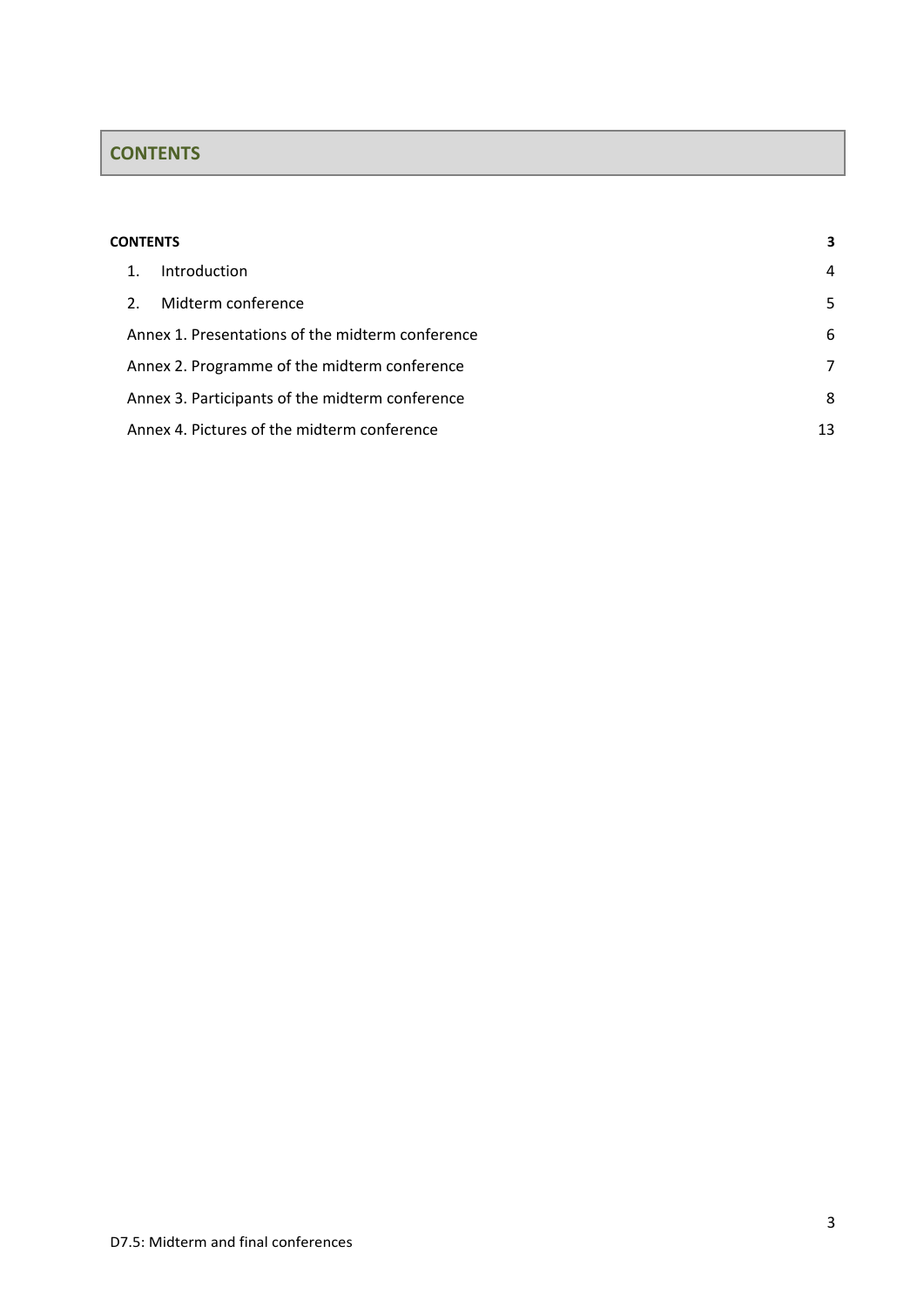# CONTENTS

| | |
|---|---|
| **CONTENTS** | **3** |
| 1. Introduction | 4 |
| 2. Midterm conference | 5 |
| Annex 1. Presentations of the midterm conference | 6 |
| Annex 2. Programme of the midterm conference | 7 |
| Annex 3. Participants of the midterm conference | 8 |
| Annex 4. Pictures of the midterm conference | 13 |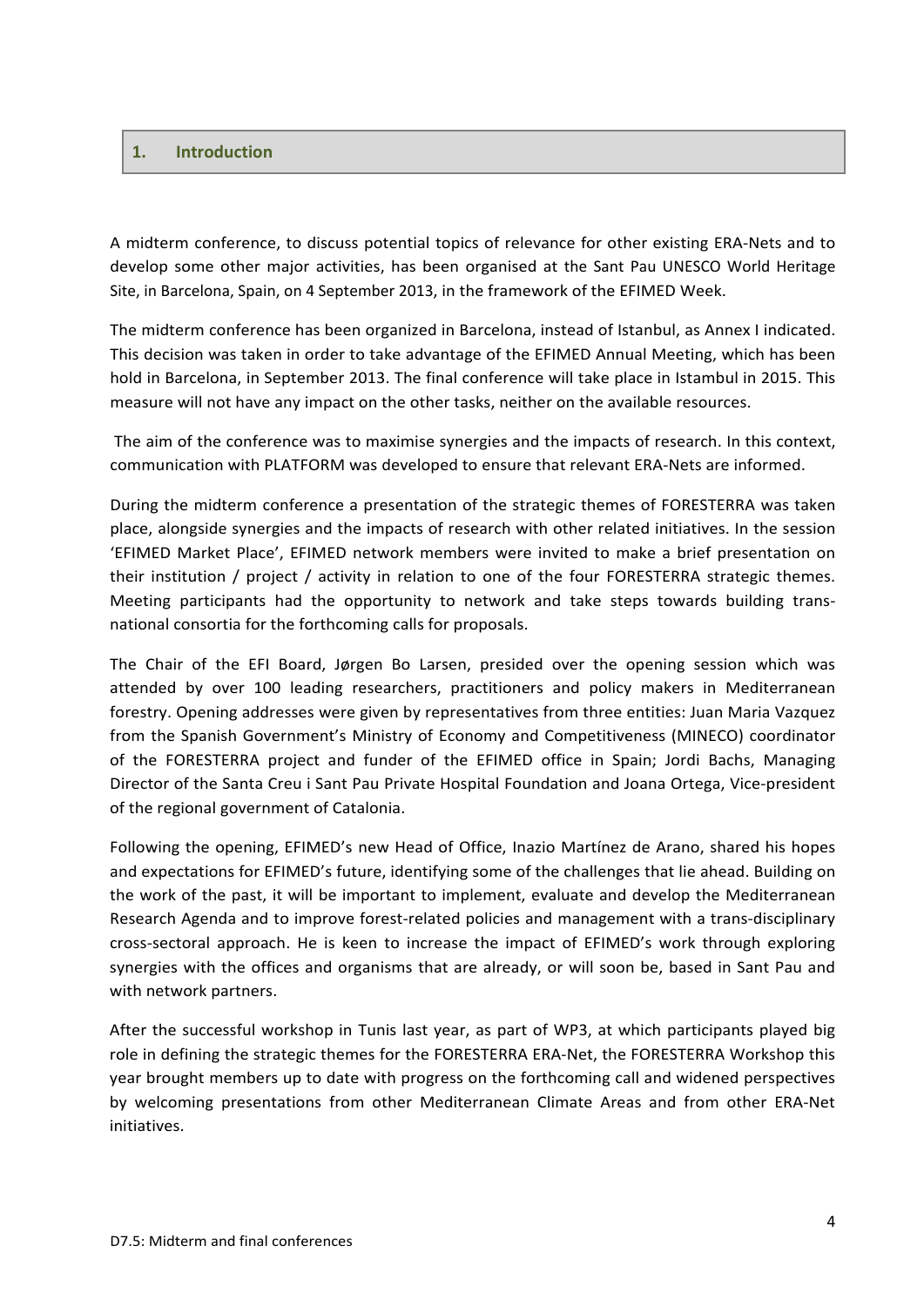## 1. Introduction

A midterm conference, to discuss potential topics of relevance for other existing ERA-Nets and to develop some other major activities, has been organised at the Sant Pau UNESCO World Heritage Site, in Barcelona, Spain, on 4 September 2013, in the framework of the EFIMED Week.

The midterm conference has been organized in Barcelona, instead of Istanbul, as Annex I indicated. This decision was taken in order to take advantage of the EFIMED Annual Meeting, which has been hold in Barcelona, in September 2013. The final conference will take place in Istambul in 2015. This measure will not have any impact on the other tasks, neither on the available resources.

The aim of the conference was to maximise synergies and the impacts of research. In this context, communication with PLATFORM was developed to ensure that relevant ERA-Nets are informed.

During the midterm conference a presentation of the strategic themes of FORESTERRA was taken place, alongside synergies and the impacts of research with other related initiatives. In the session 'EFIMED Market Place', EFIMED network members were invited to make a brief presentation on their institution / project / activity in relation to one of the four FORESTERRA strategic themes. Meeting participants had the opportunity to network and take steps towards building trans-national consortia for the forthcoming calls for proposals.

The Chair of the EFI Board, Jørgen Bo Larsen, presided over the opening session which was attended by over 100 leading researchers, practitioners and policy makers in Mediterranean forestry. Opening addresses were given by representatives from three entities: Juan Maria Vazquez from the Spanish Government's Ministry of Economy and Competitiveness (MINECO) coordinator of the FORESTERRA project and funder of the EFIMED office in Spain; Jordi Bachs, Managing Director of the Santa Creu i Sant Pau Private Hospital Foundation and Joana Ortega, Vice-president of the regional government of Catalonia.

Following the opening, EFIMED's new Head of Office, Inazio Martínez de Arano, shared his hopes and expectations for EFIMED's future, identifying some of the challenges that lie ahead. Building on the work of the past, it will be important to implement, evaluate and develop the Mediterranean Research Agenda and to improve forest-related policies and management with a trans-disciplinary cross-sectoral approach. He is keen to increase the impact of EFIMED's work through exploring synergies with the offices and organisms that are already, or will soon be, based in Sant Pau and with network partners.

After the successful workshop in Tunis last year, as part of WP3, at which participants played big role in defining the strategic themes for the FORESTERRA ERA-Net, the FORESTERRA Workshop this year brought members up to date with progress on the forthcoming call and widened perspectives by welcoming presentations from other Mediterranean Climate Areas and from other ERA-Net initiatives.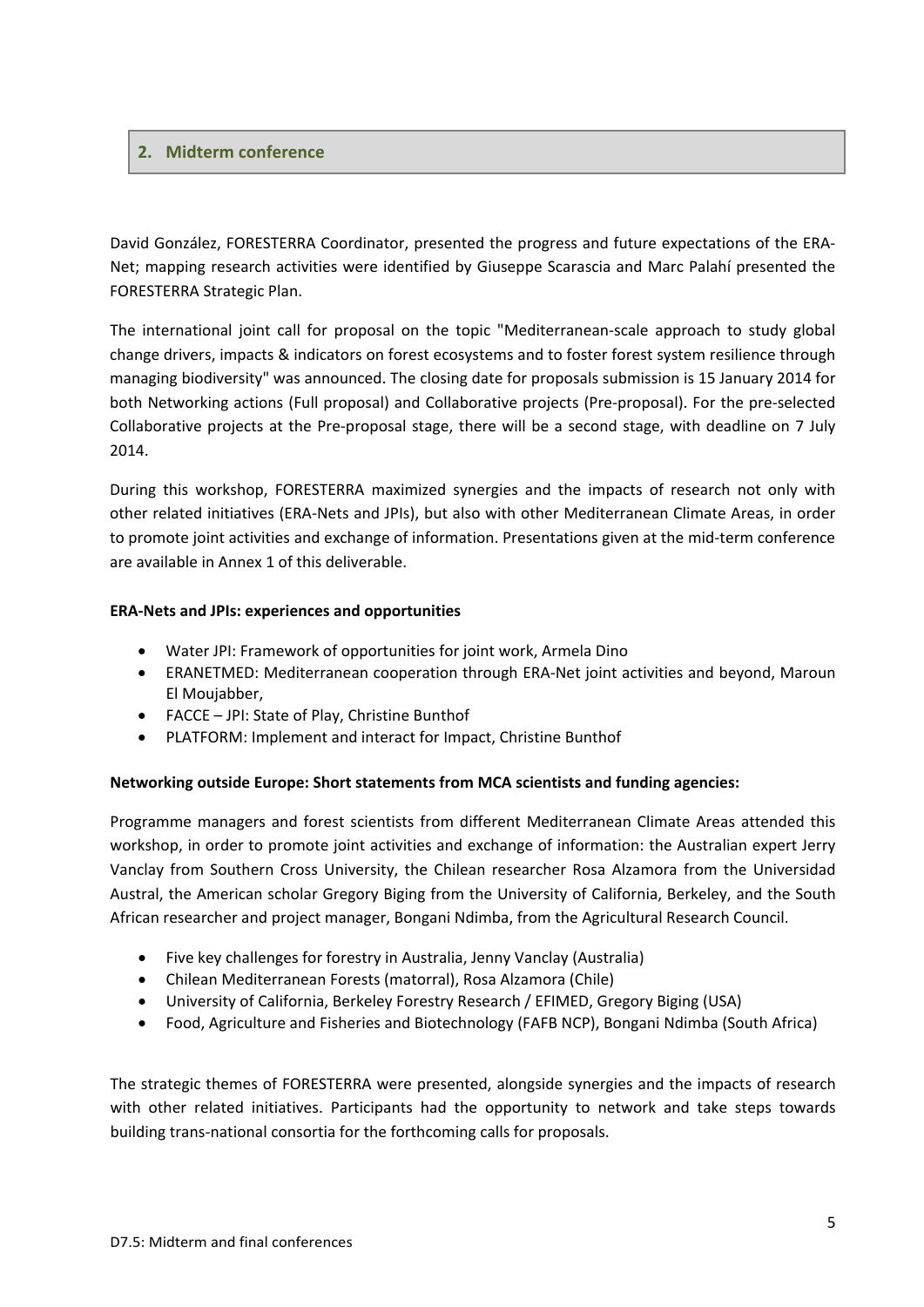## 2. Midterm conference

David González, FORESTERRA Coordinator, presented the progress and future expectations of the ERA-Net; mapping research activities were identified by Giuseppe Scarascia and Marc Palahí presented the FORESTERRA Strategic Plan.

The international joint call for proposal on the topic "Mediterranean-scale approach to study global change drivers, impacts & indicators on forest ecosystems and to foster forest system resilience through managing biodiversity" was announced. The closing date for proposals submission is 15 January 2014 for both Networking actions (Full proposal) and Collaborative projects (Pre-proposal). For the pre-selected Collaborative projects at the Pre-proposal stage, there will be a second stage, with deadline on 7 July 2014.

During this workshop, FORESTERRA maximized synergies and the impacts of research not only with other related initiatives (ERA-Nets and JPIs), but also with other Mediterranean Climate Areas, in order to promote joint activities and exchange of information. Presentations given at the mid-term conference are available in Annex 1 of this deliverable.

**ERA-Nets and JPIs: experiences and opportunities**

- Water JPI: Framework of opportunities for joint work, Armela Dino
- ERANETMED: Mediterranean cooperation through ERA-Net joint activities and beyond, Maroun El Moujabber,
- FACCE – JPI: State of Play, Christine Bunthof
- PLATFORM: Implement and interact for Impact, Christine Bunthof

**Networking outside Europe: Short statements from MCA scientists and funding agencies:**

Programme managers and forest scientists from different Mediterranean Climate Areas attended this workshop, in order to promote joint activities and exchange of information: the Australian expert Jerry Vanclay from Southern Cross University, the Chilean researcher Rosa Alzamora from the Universidad Austral, the American scholar Gregory Biging from the University of California, Berkeley, and the South African researcher and project manager, Bongani Ndimba, from the Agricultural Research Council.

- Five key challenges for forestry in Australia, Jenny Vanclay (Australia)
- Chilean Mediterranean Forests (matorral), Rosa Alzamora (Chile)
- University of California, Berkeley Forestry Research / EFIMED, Gregory Biging (USA)
- Food, Agriculture and Fisheries and Biotechnology (FAFB NCP), Bongani Ndimba (South Africa)

The strategic themes of FORESTERRA were presented, alongside synergies and the impacts of research with other related initiatives. Participants had the opportunity to network and take steps towards building trans-national consortia for the forthcoming calls for proposals.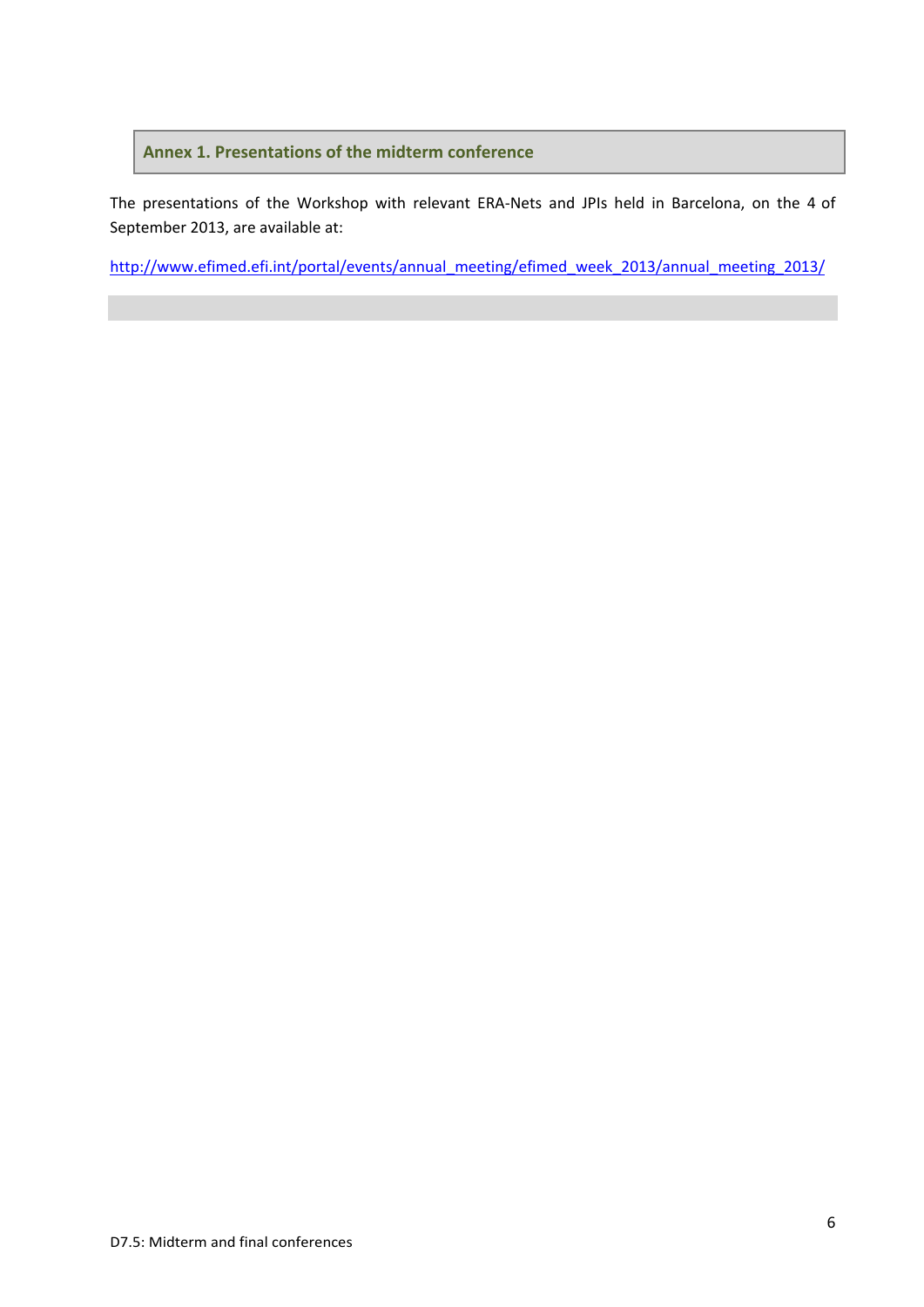## Annex 1. Presentations of the midterm conference

The presentations of the Workshop with relevant ERA-Nets and JPIs held in Barcelona, on the 4 of September 2013, are available at:

http://www.efimed.efi.int/portal/events/annual_meeting/efimed_week_2013/annual_meeting_2013/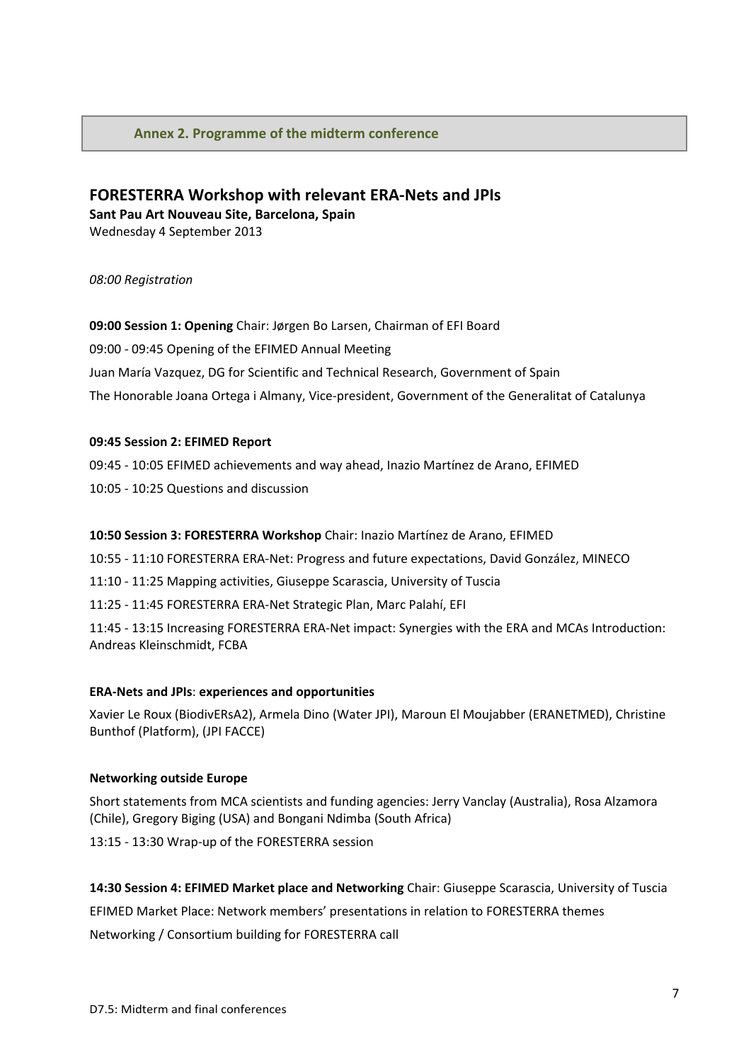## Annex 2. Programme of the midterm conference

### FORESTERRA Workshop with relevant ERA-Nets and JPIs

**Sant Pau Art Nouveau Site, Barcelona, Spain**

Wednesday 4 September 2013

*08:00 Registration*

**09:00 Session 1: Opening** Chair: Jørgen Bo Larsen, Chairman of EFI Board

09:00 - 09:45 Opening of the EFIMED Annual Meeting

Juan María Vazquez, DG for Scientific and Technical Research, Government of Spain

The Honorable Joana Ortega i Almany, Vice-president, Government of the Generalitat of Catalunya

**09:45 Session 2: EFIMED Report**

09:45 - 10:05 EFIMED achievements and way ahead, Inazio Martínez de Arano, EFIMED

10:05 - 10:25 Questions and discussion

**10:50 Session 3: FORESTERRA Workshop** Chair: Inazio Martínez de Arano, EFIMED

10:55 - 11:10 FORESTERRA ERA-Net: Progress and future expectations, David González, MINECO

11:10 - 11:25 Mapping activities, Giuseppe Scarascia, University of Tuscia

11:25 - 11:45 FORESTERRA ERA-Net Strategic Plan, Marc Palahí, EFI

11:45 - 13:15 Increasing FORESTERRA ERA-Net impact: Synergies with the ERA and MCAs Introduction: Andreas Kleinschmidt, FCBA

**ERA-Nets and JPIs**: **experiences and opportunities**

Xavier Le Roux (BiodivERsA2), Armela Dino (Water JPI), Maroun El Moujabber (ERANETMED), Christine Bunthof (Platform), (JPI FACCE)

**Networking outside Europe**

Short statements from MCA scientists and funding agencies: Jerry Vanclay (Australia), Rosa Alzamora (Chile), Gregory Biging (USA) and Bongani Ndimba (South Africa)

13:15 - 13:30 Wrap-up of the FORESTERRA session

**14:30 Session 4: EFIMED Market place and Networking** Chair: Giuseppe Scarascia, University of Tuscia

EFIMED Market Place: Network members' presentations in relation to FORESTERRA themes

Networking / Consortium building for FORESTERRA call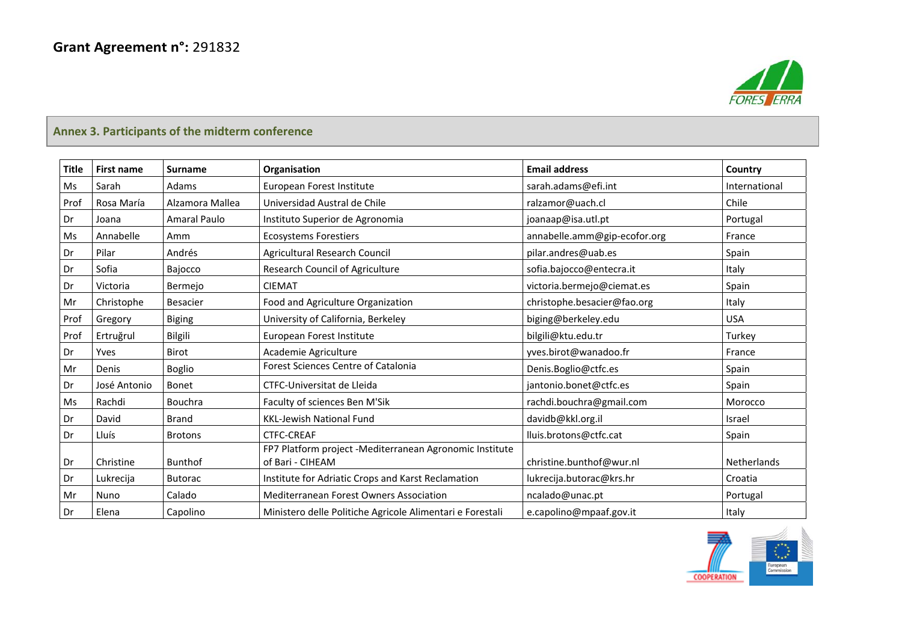**Grant Agreement n°:** 291832

## Annex 3. Participants of the midterm conference

| Title | First name | Surname | Organisation | Email address | Country |
|---|---|---|---|---|---|
| Ms | Sarah | Adams | European Forest Institute | sarah.adams@efi.int | International |
| Prof | Rosa María | Alzamora Mallea | Universidad Austral de Chile | ralzamor@uach.cl | Chile |
| Dr | Joana | Amaral Paulo | Instituto Superior de Agronomia | joanaap@isa.utl.pt | Portugal |
| Ms | Annabelle | Amm | Ecosystems Forestiers | annabelle.amm@gip-ecofor.org | France |
| Dr | Pilar | Andrés | Agricultural Research Council | pilar.andres@uab.es | Spain |
| Dr | Sofia | Bajocco | Research Council of Agriculture | sofia.bajocco@entecra.it | Italy |
| Dr | Victoria | Bermejo | CIEMAT | victoria.bermejo@ciemat.es | Spain |
| Mr | Christophe | Besacier | Food and Agriculture Organization | christophe.besacier@fao.org | Italy |
| Prof | Gregory | Biging | University of California, Berkeley | biging@berkeley.edu | USA |
| Prof | Ertruğrul | Bilgili | European Forest Institute | bilgili@ktu.edu.tr | Turkey |
| Dr | Yves | Birot | Academie Agriculture | yves.birot@wanadoo.fr | France |
| Mr | Denis | Boglio | Forest Sciences Centre of Catalonia | Denis.Boglio@ctfc.es | Spain |
| Dr | José Antonio | Bonet | CTFC-Universitat de Lleida | jantonio.bonet@ctfc.es | Spain |
| Ms | Rachdi | Bouchra | Faculty of sciences Ben M'Sik | rachdi.bouchra@gmail.com | Morocco |
| Dr | David | Brand | KKL-Jewish National Fund | davidb@kkl.org.il | Israel |
| Dr | Lluís | Brotons | CTFC-CREAF | lluis.brotons@ctfc.cat | Spain |
| Dr | Christine | Bunthof | FP7 Platform project -Mediterranean Agronomic Institute of Bari - CIHEAM | christine.bunthof@wur.nl | Netherlands |
| Dr | Lukrecija | Butorac | Institute for Adriatic Crops and Karst Reclamation | lukrecija.butorac@krs.hr | Croatia |
| Mr | Nuno | Calado | Mediterranean Forest Owners Association | ncalado@unac.pt | Portugal |
| Dr | Elena | Capolino | Ministero delle Politiche Agricole Alimentari e Forestali | e.capolino@mpaaf.gov.it | Italy |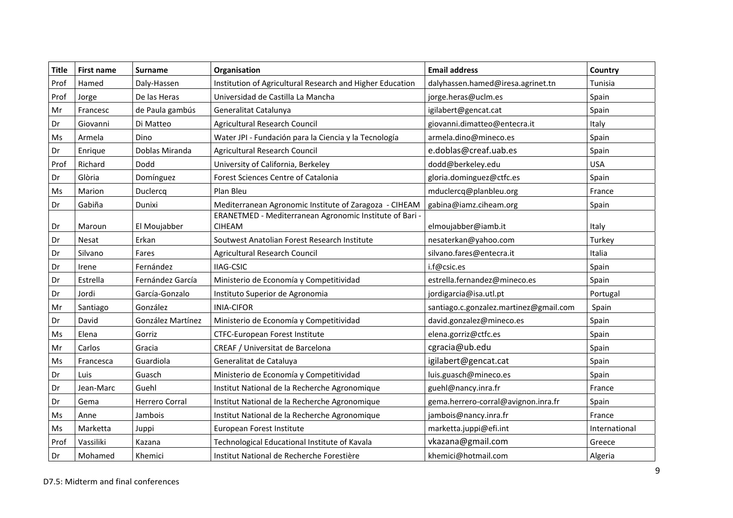| Title | First name | Surname | Organisation | Email address | Country |
|---|---|---|---|---|---|
| Prof | Hamed | Daly-Hassen | Institution of Agricultural Research and Higher Education | dalyhassen.hamed@iresa.agrinet.tn | Tunisia |
| Prof | Jorge | De las Heras | Universidad de Castilla La Mancha | jorge.heras@uclm.es | Spain |
| Mr | Francesc | de Paula gambús | Generalitat Catalunya | igilabert@gencat.cat | Spain |
| Dr | Giovanni | Di Matteo | Agricultural Research Council | giovanni.dimatteo@entecra.it | Italy |
| Ms | Armela | Dino | Water JPI - Fundación para la Ciencia y la Tecnología | armela.dino@mineco.es | Spain |
| Dr | Enrique | Doblas Miranda | Agricultural Research Council | e.doblas@creaf.uab.es | Spain |
| Prof | Richard | Dodd | University of California, Berkeley | dodd@berkeley.edu | USA |
| Dr | Glòria | Domínguez | Forest Sciences Centre of Catalonia | gloria.dominguez@ctfc.es | Spain |
| Ms | Marion | Duclercq | Plan Bleu | mduclercq@planbleu.org | France |
| Dr | Gabiña | Dunixi | Mediterranean Agronomic Institute of Zaragoza - CIHEAM | gabina@iamz.ciheam.org | Spain |
| Dr | Maroun | El Moujabber | ERANETMED - Mediterranean Agronomic Institute of Bari - CIHEAM | elmoujabber@iamb.it | Italy |
| Dr | Nesat | Erkan | Soutwest Anatolian Forest Research Institute | nesaterkan@yahoo.com | Turkey |
| Dr | Silvano | Fares | Agricultural Research Council | silvano.fares@entecra.it | Italia |
| Dr | Irene | Fernández | IIAG-CSIC | i.f@csic.es | Spain |
| Dr | Estrella | Fernández García | Ministerio de Economía y Competitividad | estrella.fernandez@mineco.es | Spain |
| Dr | Jordi | García-Gonzalo | Instituto Superior de Agronomia | jordigarcia@isa.utl.pt | Portugal |
| Mr | Santiago | González | INIA-CIFOR | santiago.c.gonzalez.martinez@gmail.com | Spain |
| Dr | David | González Martínez | Ministerio de Economía y Competitividad | david.gonzalez@mineco.es | Spain |
| Ms | Elena | Gorriz | CTFC-European Forest Institute | elena.gorriz@ctfc.es | Spain |
| Mr | Carlos | Gracia | CREAF / Universitat de Barcelona | cgracia@ub.edu | Spain |
| Ms | Francesca | Guardiola | Generalitat de Cataluya | igilabert@gencat.cat | Spain |
| Dr | Luis | Guasch | Ministerio de Economía y Competitividad | luis.guasch@mineco.es | Spain |
| Dr | Jean-Marc | Guehl | Institut National de la Recherche Agronomique | guehl@nancy.inra.fr | France |
| Dr | Gema | Herrero Corral | Institut National de la Recherche Agronomique | gema.herrero-corral@avignon.inra.fr | Spain |
| Ms | Anne | Jambois | Institut National de la Recherche Agronomique | jambois@nancy.inra.fr | France |
| Ms | Marketta | Juppi | European Forest Institute | marketta.juppi@efi.int | International |
| Prof | Vassiliki | Kazana | Technological Educational Institute of Kavala | vkazana@gmail.com | Greece |
| Dr | Mohamed | Khemici | Institut National de Recherche Forestière | khemici@hotmail.com | Algeria |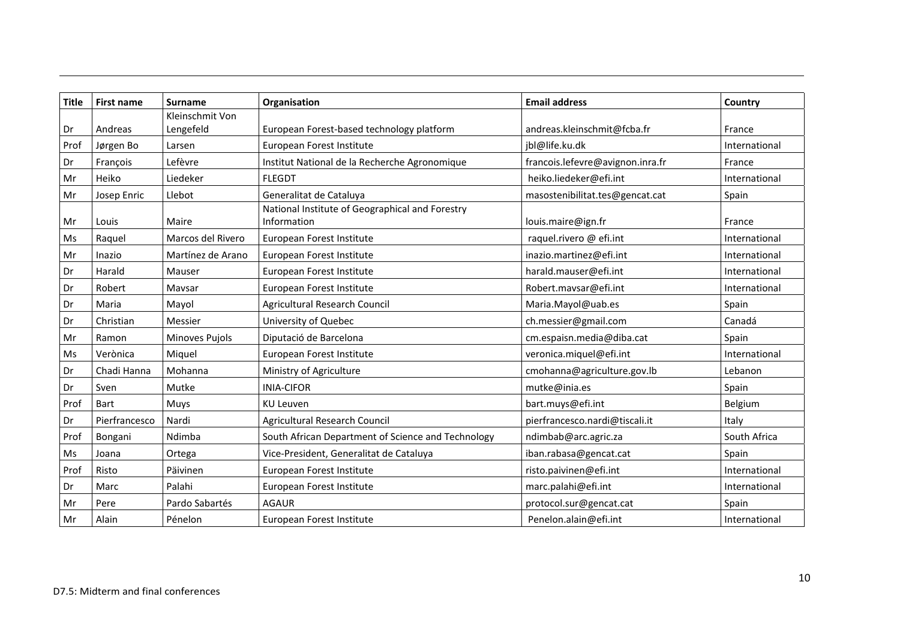| Title | First name | Surname | Organisation | Email address | Country |
|---|---|---|---|---|---|
| Dr | Andreas | Kleinschmit Von Lengefeld | European Forest-based technology platform | andreas.kleinschmit@fcba.fr | France |
| Prof | Jørgen Bo | Larsen | European Forest Institute | jbl@life.ku.dk | International |
| Dr | François | Lefèvre | Institut National de la Recherche Agronomique | francois.lefevre@avignon.inra.fr | France |
| Mr | Heiko | Liedeker | FLEGDT | heiko.liedeker@efi.int | International |
| Mr | Josep Enric | Llebot | Generalitat de Cataluya | masostenibilitat.tes@gencat.cat | Spain |
| Mr | Louis | Maire | National Institute of Geographical and Forestry Information | louis.maire@ign.fr | France |
| Ms | Raquel | Marcos del Rivero | European Forest Institute | raquel.rivero @ efi.int | International |
| Mr | Inazio | Martínez de Arano | European Forest Institute | inazio.martinez@efi.int | International |
| Dr | Harald | Mauser | European Forest Institute | harald.mauser@efi.int | International |
| Dr | Robert | Mavsar | European Forest Institute | Robert.mavsar@efi.int | International |
| Dr | Maria | Mayol | Agricultural Research Council | Maria.Mayol@uab.es | Spain |
| Dr | Christian | Messier | University of Quebec | ch.messier@gmail.com | Canadá |
| Mr | Ramon | Minoves Pujols | Diputació de Barcelona | cm.espaisn.media@diba.cat | Spain |
| Ms | Verònica | Miquel | European Forest Institute | veronica.miquel@efi.int | International |
| Dr | Chadi Hanna | Mohanna | Ministry of Agriculture | cmohanna@agriculture.gov.lb | Lebanon |
| Dr | Sven | Mutke | INIA-CIFOR | mutke@inia.es | Spain |
| Prof | Bart | Muys | KU Leuven | bart.muys@efi.int | Belgium |
| Dr | Pierfrancesco | Nardi | Agricultural Research Council | pierfrancesco.nardi@tiscali.it | Italy |
| Prof | Bongani | Ndimba | South African Department of Science and Technology | ndimbab@arc.agric.za | South Africa |
| Ms | Joana | Ortega | Vice-President, Generalitat de Cataluya | iban.rabasa@gencat.cat | Spain |
| Prof | Risto | Päivinen | European Forest Institute | risto.paivinen@efi.int | International |
| Dr | Marc | Palahi | European Forest Institute | marc.palahi@efi.int | International |
| Mr | Pere | Pardo Sabartés | AGAUR | protocol.sur@gencat.cat | Spain |
| Mr | Alain | Pénelon | European Forest Institute | Penelon.alain@efi.int | International |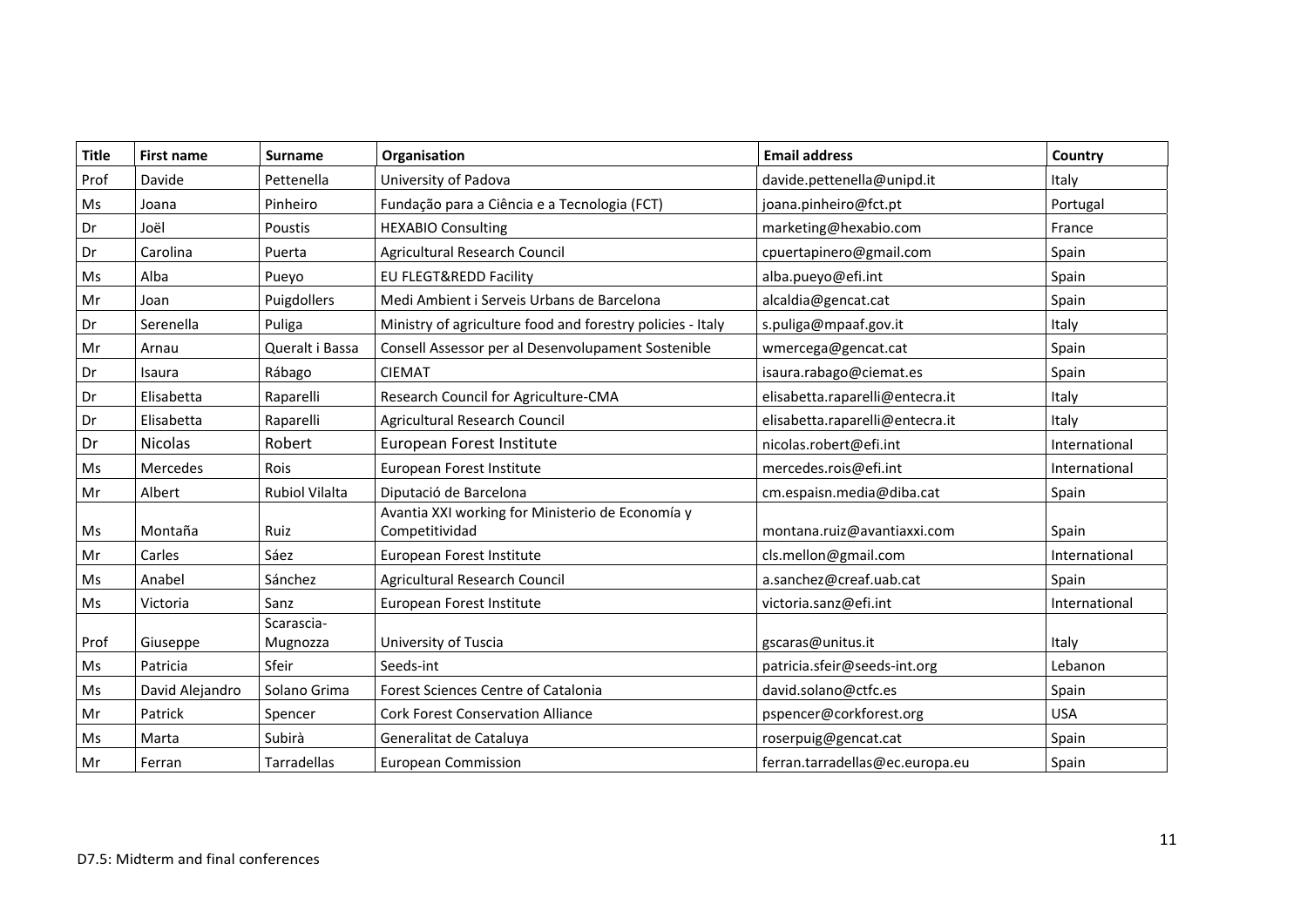| Title | First name | Surname | Organisation | Email address | Country |
|---|---|---|---|---|---|
| Prof | Davide | Pettenella | University of Padova | davide.pettenella@unipd.it | Italy |
| Ms | Joana | Pinheiro | Fundação para a Ciência e a Tecnologia (FCT) | joana.pinheiro@fct.pt | Portugal |
| Dr | Joël | Poustis | HEXABIO Consulting | marketing@hexabio.com | France |
| Dr | Carolina | Puerta | Agricultural Research Council | cpuertapinero@gmail.com | Spain |
| Ms | Alba | Pueyo | EU FLEGT&REDD Facility | alba.pueyo@efi.int | Spain |
| Mr | Joan | Puigdollers | Medi Ambient i Serveis Urbans de Barcelona | alcaldia@gencat.cat | Spain |
| Dr | Serenella | Puliga | Ministry of agriculture food and forestry policies - Italy | s.puliga@mpaaf.gov.it | Italy |
| Mr | Arnau | Queralt i Bassa | Consell Assessor per al Desenvolupament Sostenible | wmercega@gencat.cat | Spain |
| Dr | Isaura | Rábago | CIEMAT | isaura.rabago@ciemat.es | Spain |
| Dr | Elisabetta | Raparelli | Research Council for Agriculture-CMA | elisabetta.raparelli@entecra.it | Italy |
| Dr | Elisabetta | Raparelli | Agricultural Research Council | elisabetta.raparelli@entecra.it | Italy |
| Dr | Nicolas | Robert | European Forest Institute | nicolas.robert@efi.int | International |
| Ms | Mercedes | Rois | European Forest Institute | mercedes.rois@efi.int | International |
| Mr | Albert | Rubiol Vilalta | Diputació de Barcelona | cm.espaisn.media@diba.cat | Spain |
| Ms | Montaña | Ruiz | Avantia XXI working for Ministerio de Economía y Competitividad | montana.ruiz@avantiaxxi.com | Spain |
| Mr | Carles | Sáez | European Forest Institute | cls.mellon@gmail.com | International |
| Ms | Anabel | Sánchez | Agricultural Research Council | a.sanchez@creaf.uab.cat | Spain |
| Ms | Victoria | Sanz | European Forest Institute | victoria.sanz@efi.int | International |
| Prof | Giuseppe | Scarascia-Mugnozza | University of Tuscia | gscaras@unitus.it | Italy |
| Ms | Patricia | Sfeir | Seeds-int | patricia.sfeir@seeds-int.org | Lebanon |
| Ms | David Alejandro | Solano Grima | Forest Sciences Centre of Catalonia | david.solano@ctfc.es | Spain |
| Mr | Patrick | Spencer | Cork Forest Conservation Alliance | pspencer@corkforest.org | USA |
| Ms | Marta | Subirà | Generalitat de Cataluya | roserpuig@gencat.cat | Spain |
| Mr | Ferran | Tarradellas | European Commission | ferran.tarradellas@ec.europa.eu | Spain |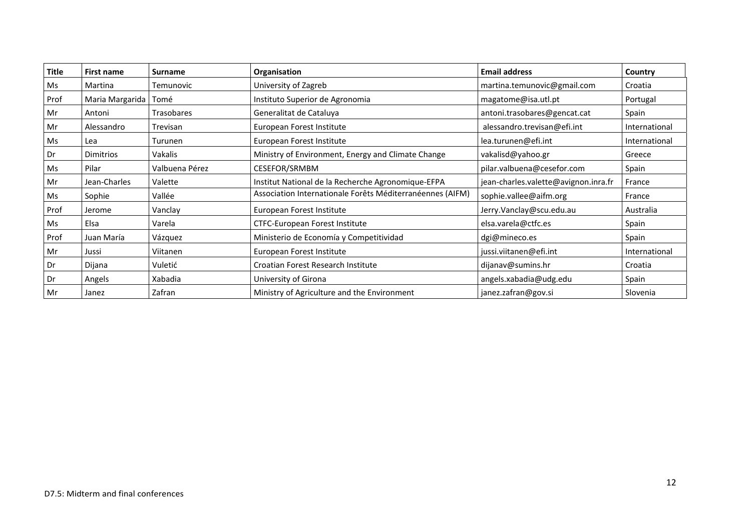| Title | First name | Surname | Organisation | Email address | Country |
|---|---|---|---|---|---|
| Ms | Martina | Temunovic | University of Zagreb | martina.temunovic@gmail.com | Croatia |
| Prof | Maria Margarida | Tomé | Instituto Superior de Agronomia | magatome@isa.utl.pt | Portugal |
| Mr | Antoni | Trasobares | Generalitat de Cataluya | antoni.trasobares@gencat.cat | Spain |
| Mr | Alessandro | Trevisan | European Forest Institute | alessandro.trevisan@efi.int | International |
| Ms | Lea | Turunen | European Forest Institute | lea.turunen@efi.int | International |
| Dr | Dimitrios | Vakalis | Ministry of Environment, Energy and Climate Change | vakalisd@yahoo.gr | Greece |
| Ms | Pilar | Valbuena Pérez | CESEFOR/SRMBM | pilar.valbuena@cesefor.com | Spain |
| Mr | Jean-Charles | Valette | Institut National de la Recherche Agronomique-EFPA | jean-charles.valette@avignon.inra.fr | France |
| Ms | Sophie | Vallée | Association Internationale Forêts Méditerranéennes (AIFM) | sophie.vallee@aifm.org | France |
| Prof | Jerome | Vanclay | European Forest Institute | Jerry.Vanclay@scu.edu.au | Australia |
| Ms | Elsa | Varela | CTFC-European Forest Institute | elsa.varela@ctfc.es | Spain |
| Prof | Juan María | Vázquez | Ministerio de Economía y Competitividad | dgi@mineco.es | Spain |
| Mr | Jussi | Viitanen | European Forest Institute | jussi.viitanen@efi.int | International |
| Dr | Dijana | Vuletić | Croatian Forest Research Institute | dijanav@sumins.hr | Croatia |
| Dr | Angels | Xabadia | University of Girona | angels.xabadia@udg.edu | Spain |
| Mr | Janez | Zafran | Ministry of Agriculture and the Environment | janez.zafran@gov.si | Slovenia |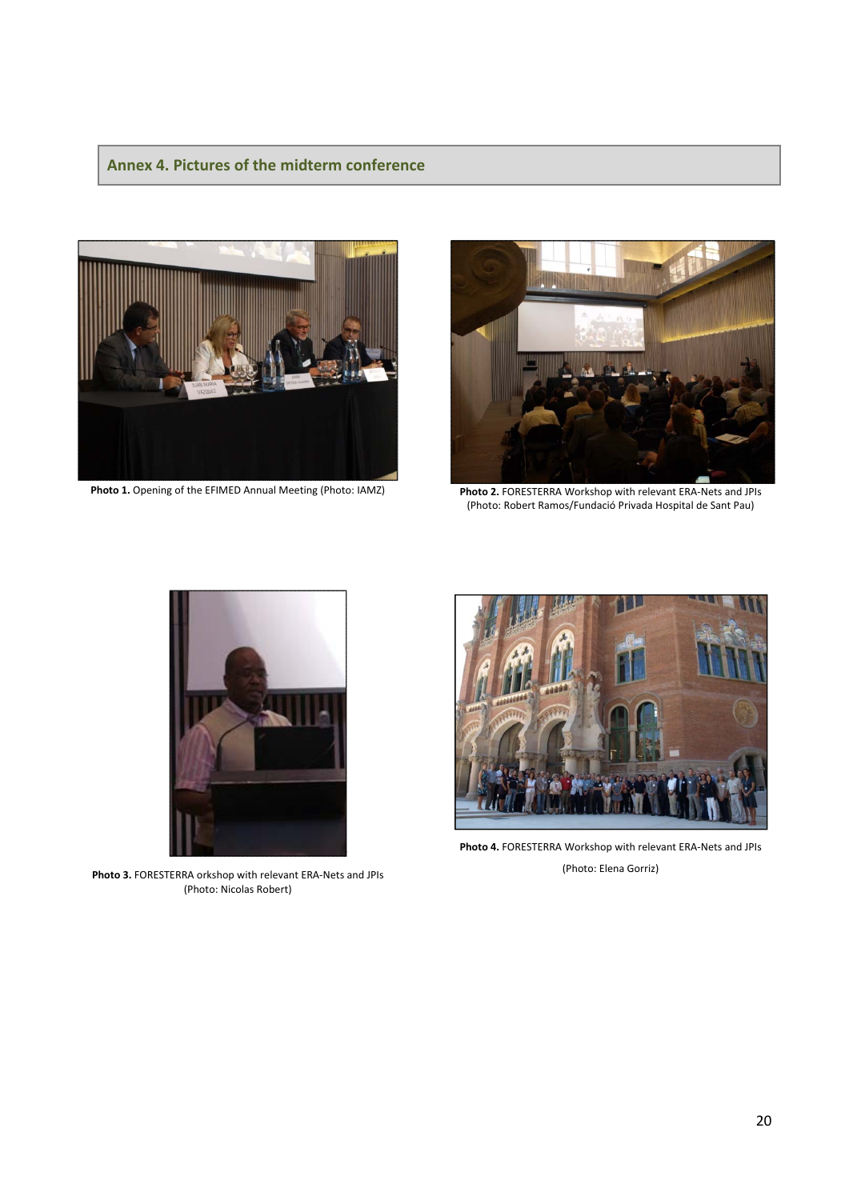## Annex 4. Pictures of the midterm conference

**Photo 1.** Opening of the EFIMED Annual Meeting (Photo: IAMZ)

**Photo 2.** FORESTERRA Workshop with relevant ERA-Nets and JPIs (Photo: Robert Ramos/Fundació Privada Hospital de Sant Pau)

**Photo 3.** FORESTERRA orkshop with relevant ERA-Nets and JPIs (Photo: Nicolas Robert)

**Photo 4.** FORESTERRA Workshop with relevant ERA-Nets and JPIs

(Photo: Elena Gorriz)